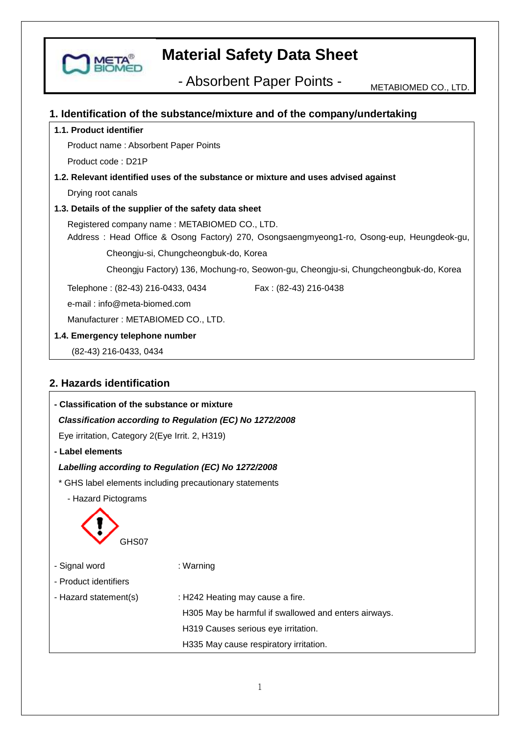# Material Safety Data Sheet

## - Absorbent Paper Points -

METABIOMED CO., LTD.

## 1. Identification of the substance/mixture and of the company/undertaking

**1.1. Product identifier**

Product name : Absorbent Paper Points

Product code : D21P

**1.2. Relevant identified uses of the substance or mixture and uses advised against**

Drying root canals

**1.3. Details of the supplier of the safety data sheet**

Registered company name : METABIOMED CO., LTD.

Address : Head Office & Osong Factory) 270, Osongsaengmyeong1-ro, Osong-eup, Heungdeok-gu, Cheongju-si, Chungcheongbuk-do, Korea

Cheongju Factory) 136, Mochung-ro, Seowon-gu, Cheongju-si, Chungcheongbuk-do, Korea

Telephone : (82-43) 216-0433, 0434    Fax : (82-43) 216-0438

e-mail : info@meta-biomed.com

Manufacturer : METABIOMED CO., LTD.

**1.4. Emergency telephone number**

(82-43) 216-0433, 0434

## 2. Hazards identification

**- Classification of the substance or mixture**

***Classification according to Regulation (EC) No 1272/2008***

Eye irritation, Category 2(Eye Irrit. 2, H319)

**- Label elements**

***Labelling according to Regulation (EC) No 1272/2008***

\* GHS label elements including precautionary statements

- Hazard Pictograms

GHS07

- Signal word : Warning
- Product identifiers
- Hazard statement(s) : H242 Heating may cause a fire.
  H305 May be harmful if swallowed and enters airways.
  H319 Causes serious eye irritation.
  H335 May cause respiratory irritation.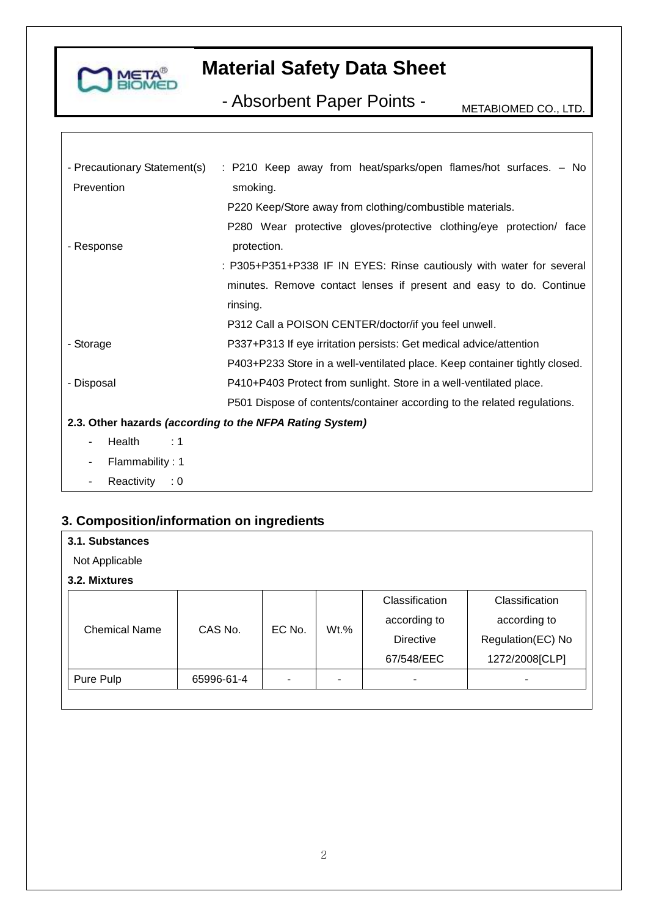- Precautionary Statement(s) Prevention : P210 Keep away from heat/sparks/open flames/hot surfaces. – No smoking.

  P220 Keep/Store away from clothing/combustible materials.

  P280 Wear protective gloves/protective clothing/eye protection/ face protection.

- Response : P305+P351+P338 IF IN EYES: Rinse cautiously with water for several minutes. Remove contact lenses if present and easy to do. Continue rinsing.

  P312 Call a POISON CENTER/doctor/if you feel unwell.

  P337+P313 If eye irritation persists: Get medical advice/attention

- Storage : P403+P233 Store in a well-ventilated place. Keep container tightly closed.

  P410+P403 Protect from sunlight. Store in a well-ventilated place.

- Disposal : P501 Dispose of contents/container according to the related regulations.

**2.3. Other hazards *(according to the NFPA Rating System)***

- Health : 1
- Flammability : 1
- Reactivity : 0

## 3. Composition/information on ingredients

**3.1. Substances**

Not Applicable

**3.2. Mixtures**

| Chemical Name | CAS No. | EC No. | Wt.% | Classification according to Directive 67/548/EEC | Classification according to Regulation(EC) No 1272/2008[CLP] |
|---|---|---|---|---|---|
| Pure Pulp | 65996-61-4 | - | - | - | - |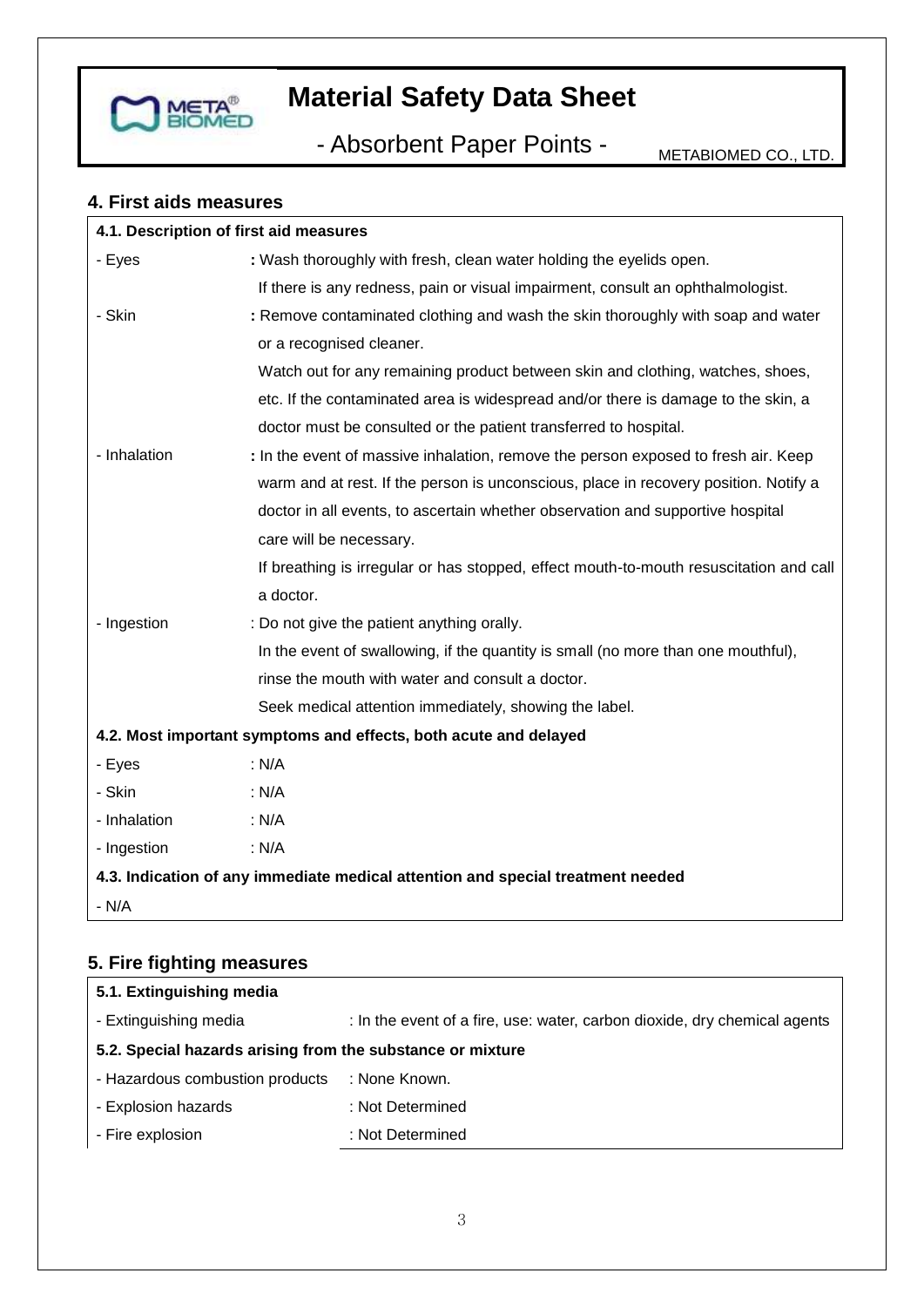## 4. First aids measures

| 4.1. Description of first aid measures | |
|---|---|
| - Eyes | **:** Wash thoroughly with fresh, clean water holding the eyelids open. If there is any redness, pain or visual impairment, consult an ophthalmologist. |
| - Skin | **:** Remove contaminated clothing and wash the skin thoroughly with soap and water or a recognised cleaner. Watch out for any remaining product between skin and clothing, watches, shoes, etc. If the contaminated area is widespread and/or there is damage to the skin, a doctor must be consulted or the patient transferred to hospital. |
| - Inhalation | **:** In the event of massive inhalation, remove the person exposed to fresh air. Keep warm and at rest. If the person is unconscious, place in recovery position. Notify a doctor in all events, to ascertain whether observation and supportive hospital care will be necessary. If breathing is irregular or has stopped, effect mouth-to-mouth resuscitation and call a doctor. |
| - Ingestion | : Do not give the patient anything orally. In the event of swallowing, if the quantity is small (no more than one mouthful), rinse the mouth with water and consult a doctor. Seek medical attention immediately, showing the label. |
| **4.2. Most important symptoms and effects, both acute and delayed** | |
| - Eyes | : N/A |
| - Skin | : N/A |
| - Inhalation | : N/A |
| - Ingestion | : N/A |
| **4.3. Indication of any immediate medical attention and special treatment needed** | |
| - N/A | |

## 5. Fire fighting measures

| 5.1. Extinguishing media | |
|---|---|
| - Extinguishing media | : In the event of a fire, use: water, carbon dioxide, dry chemical agents |
| **5.2. Special hazards arising from the substance or mixture** | |
| - Hazardous combustion products | : None Known. |
| - Explosion hazards | : Not Determined |
| - Fire explosion | : Not Determined |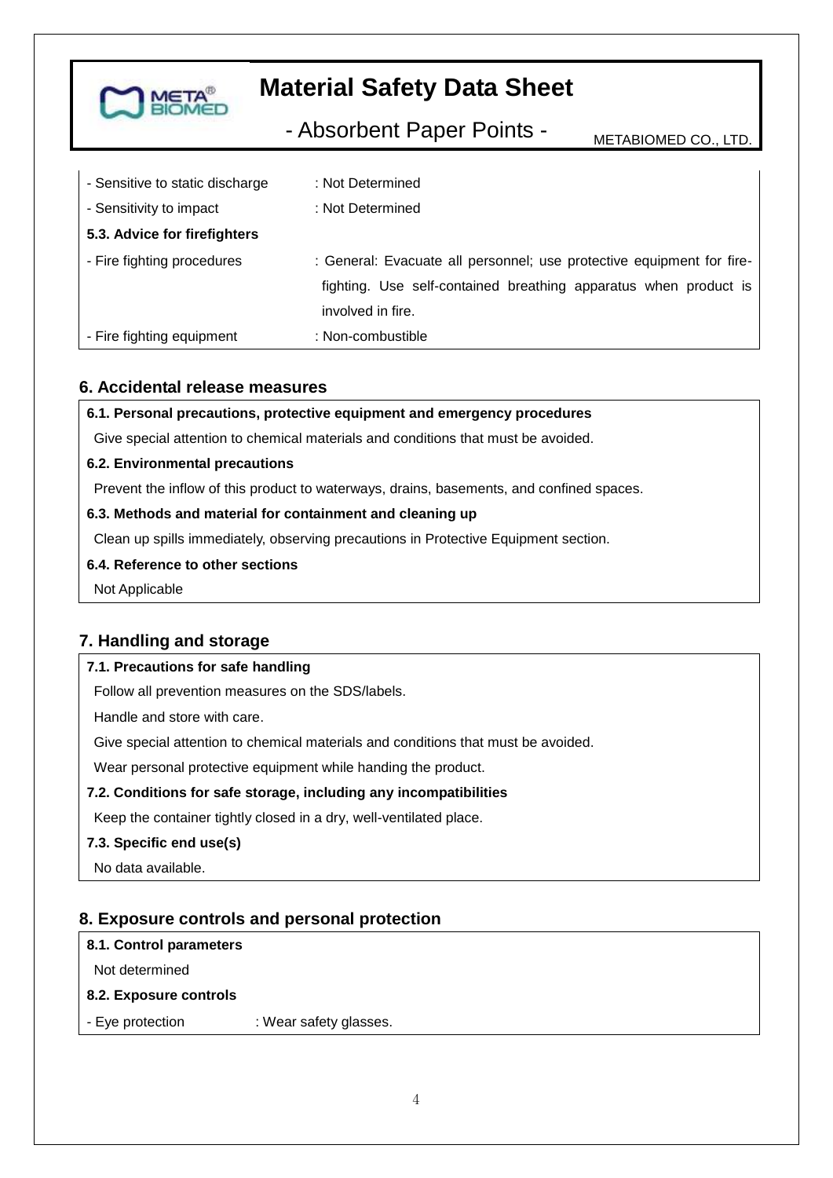| | |
|---|---|
| - Sensitive to static discharge | : Not Determined |
| - Sensitivity to impact | : Not Determined |
| **5.3. Advice for firefighters** | |
| - Fire fighting procedures | : General: Evacuate all personnel; use protective equipment for fire-fighting. Use self-contained breathing apparatus when product is involved in fire. |
| - Fire fighting equipment | : Non-combustible |

## 6. Accidental release measures

**6.1. Personal precautions, protective equipment and emergency procedures**

Give special attention to chemical materials and conditions that must be avoided.

**6.2. Environmental precautions**

Prevent the inflow of this product to waterways, drains, basements, and confined spaces.

**6.3. Methods and material for containment and cleaning up**

Clean up spills immediately, observing precautions in Protective Equipment section.

**6.4. Reference to other sections**

Not Applicable

## 7. Handling and storage

**7.1. Precautions for safe handling**

Follow all prevention measures on the SDS/labels.

Handle and store with care.

Give special attention to chemical materials and conditions that must be avoided.

Wear personal protective equipment while handing the product.

**7.2. Conditions for safe storage, including any incompatibilities**

Keep the container tightly closed in a dry, well-ventilated place.

**7.3. Specific end use(s)**

No data available.

## 8. Exposure controls and personal protection

**8.1. Control parameters**

Not determined

**8.2. Exposure controls**

- Eye protection : Wear safety glasses.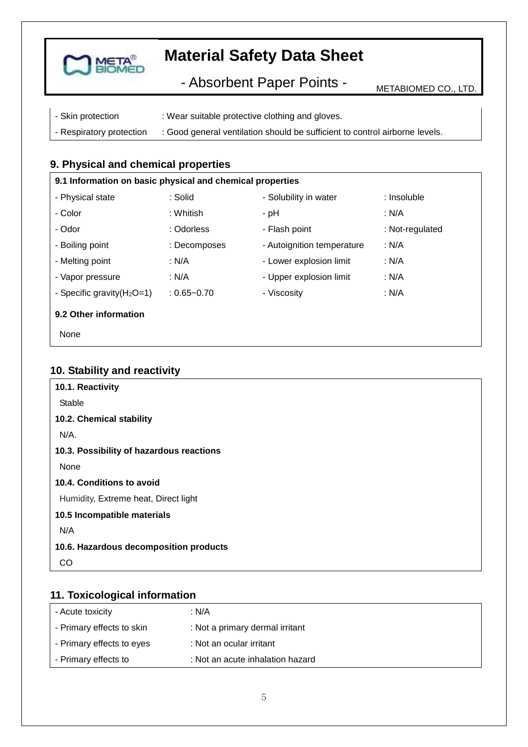| | |
|---|---|
| - Skin protection | : Wear suitable protective clothing and gloves. |
| - Respiratory protection | : Good general ventilation should be sufficient to control airborne levels. |

## 9. Physical and chemical properties

**9.1 Information on basic physical and chemical properties**

| | | | |
|---|---|---|---|
| - Physical state | : Solid | - Solubility in water | : Insoluble |
| - Color | : Whitish | - pH | : N/A |
| - Odor | : Odorless | - Flash point | : Not-regulated |
| - Boiling point | : Decomposes | - Autoignition temperature | : N/A |
| - Melting point | : N/A | - Lower explosion limit | : N/A |
| - Vapor pressure | : N/A | - Upper explosion limit | : N/A |
| - Specific gravity($H_2O$=1) | : 0.65~0.70 | - Viscosity | : N/A |

**9.2 Other information**

None

## 10. Stability and reactivity

**10.1. Reactivity**

Stable

**10.2. Chemical stability**

N/A.

**10.3. Possibility of hazardous reactions**

None

**10.4. Conditions to avoid**

Humidity, Extreme heat, Direct light

**10.5 Incompatible materials**

N/A

**10.6. Hazardous decomposition products**

CO

## 11. Toxicological information

| | |
|---|---|
| - Acute toxicity | : N/A |
| - Primary effects to skin | : Not a primary dermal irritant |
| - Primary effects to eyes | : Not an ocular irritant |
| - Primary effects to | : Not an acute inhalation hazard |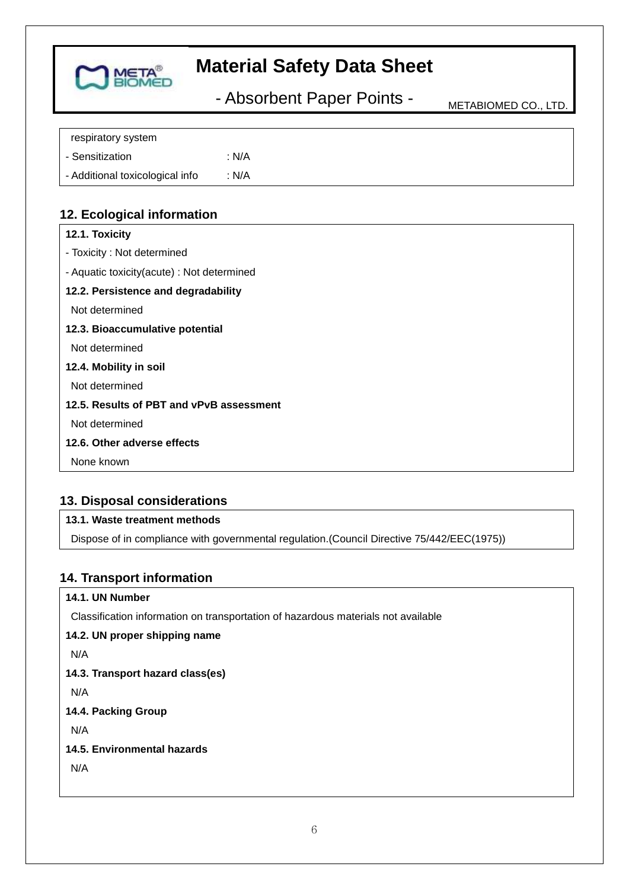respiratory system

- Sensitization : N/A
- Additional toxicological info : N/A

## 12. Ecological information

**12.1. Toxicity**

- Toxicity : Not determined
- Aquatic toxicity(acute) : Not determined

**12.2. Persistence and degradability**

Not determined

**12.3. Bioaccumulative potential**

Not determined

**12.4. Mobility in soil**

Not determined

**12.5. Results of PBT and vPvB assessment**

Not determined

**12.6. Other adverse effects**

None known

## 13. Disposal considerations

**13.1. Waste treatment methods**

Dispose of in compliance with governmental regulation.(Council Directive 75/442/EEC(1975))

## 14. Transport information

**14.1. UN Number**

Classification information on transportation of hazardous materials not available

**14.2. UN proper shipping name**

N/A

**14.3. Transport hazard class(es)**

N/A

**14.4. Packing Group**

N/A

**14.5. Environmental hazards**

N/A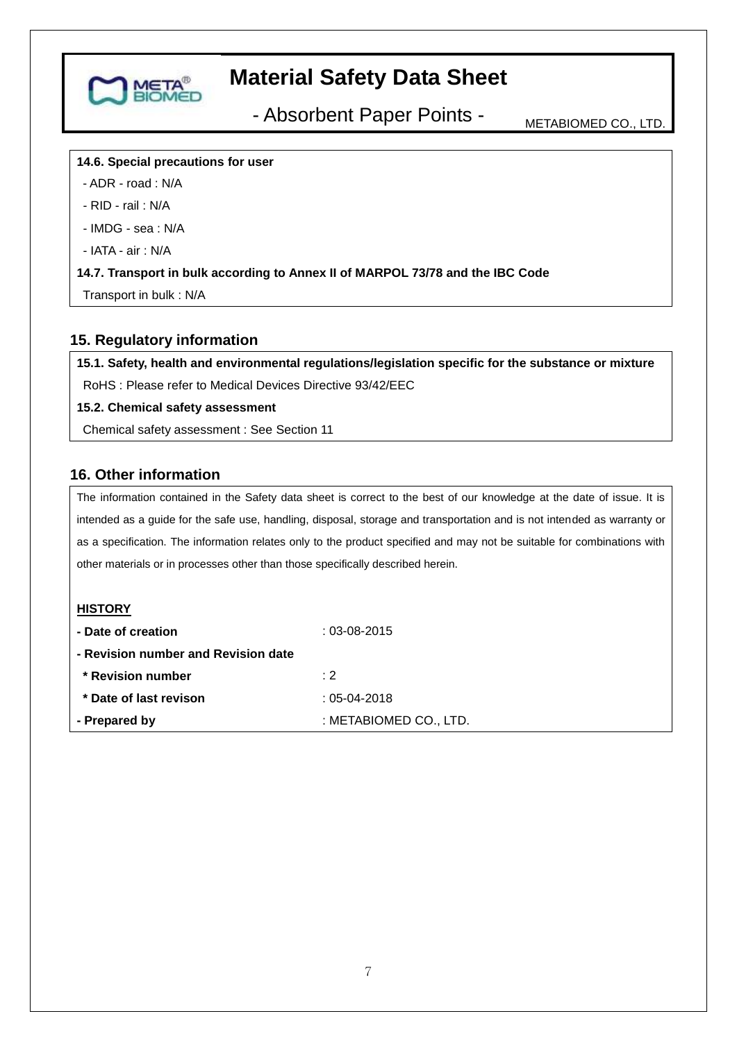**14.6. Special precautions for user**

- ADR - road : N/A
- RID - rail : N/A
- IMDG - sea : N/A
- IATA - air : N/A

**14.7. Transport in bulk according to Annex II of MARPOL 73/78 and the IBC Code**

Transport in bulk : N/A

## 15. Regulatory information

**15.1. Safety, health and environmental regulations/legislation specific for the substance or mixture**

RoHS : Please refer to Medical Devices Directive 93/42/EEC

**15.2. Chemical safety assessment**

Chemical safety assessment : See Section 11

## 16. Other information

The information contained in the Safety data sheet is correct to the best of our knowledge at the date of issue. It is intended as a guide for the safe use, handling, disposal, storage and transportation and is not intended as warranty or as a specification. The information relates only to the product specified and may not be suitable for combinations with other materials or in processes other than those specifically described herein.

**HISTORY**

| | |
|---|---|
| **- Date of creation** | : 03-08-2015 |
| **- Revision number and Revision date** | |
| **\* Revision number** | : 2 |
| **\* Date of last revison** | : 05-04-2018 |
| **- Prepared by** | : METABIOMED CO., LTD. |